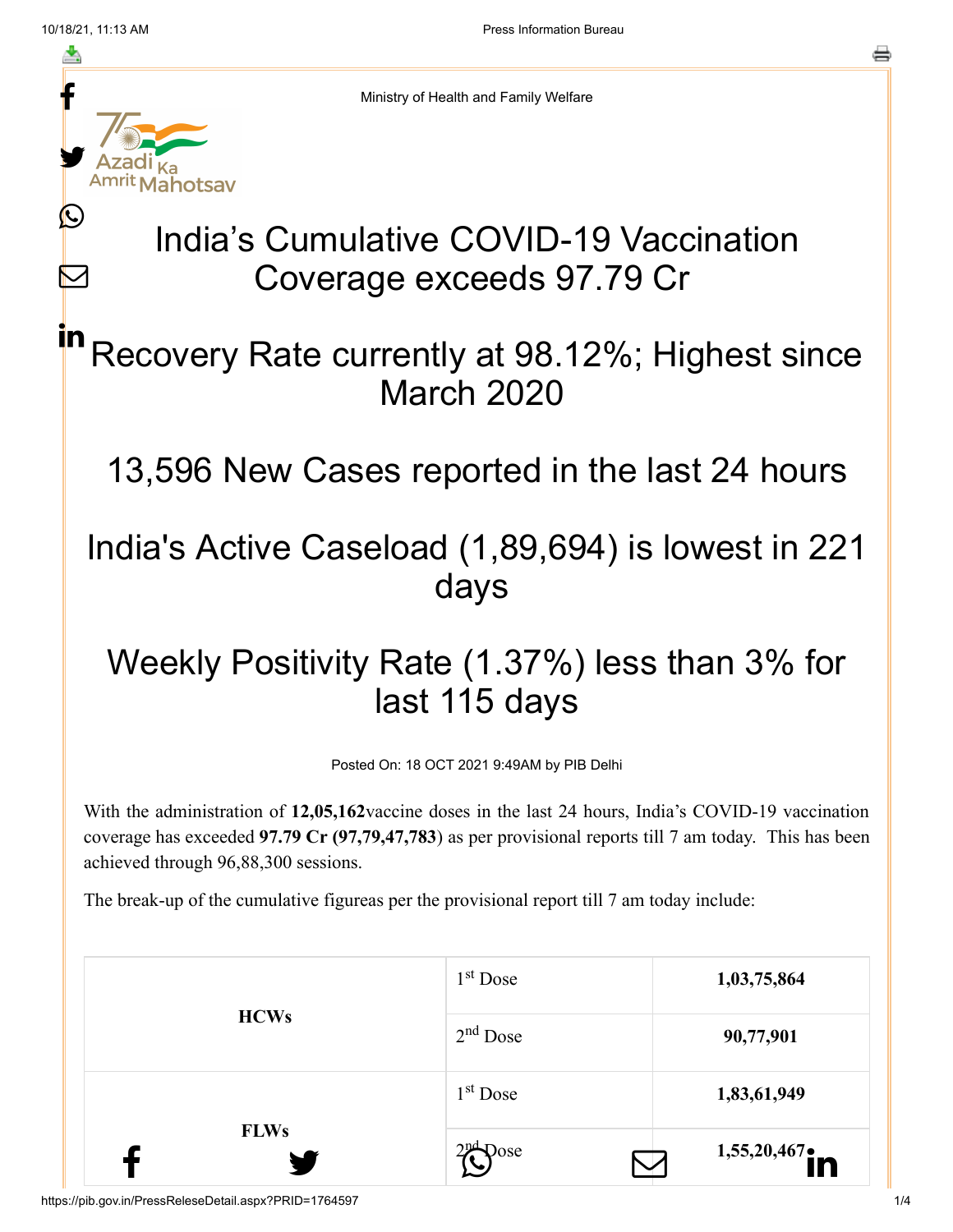Ministry of Health and Family Welfare

# India's Cumulative COVID-19 Vaccination Coverage exceeds 97.79 Cr

# Recovery Rate currently at 98.12%; Highest since March 2020

# 13,596 New Cases reported in the last 24 hours

# India's Active Caseload (1,89,694) is lowest in 221 days

# Weekly Positivity Rate (1.37%) less than 3% for last 115 days

Posted On: 18 OCT 2021 9:49AM by PIB Delhi

With the administration of **12,05,162**vaccine doses in the last 24 hours, India's COVID-19 vaccination coverage has exceeded **97.79 Cr (97,79,47,783**) as per provisional reports till 7 am today. This has been achieved through 96,88,300 sessions.

The break-up of the cumulative figureas per the provisional report till 7 am today include:

| | | |
|---|---|---|
| **HCWs** | 1st Dose | **1,03,75,864** |
| | 2nd Dose | **90,77,901** |
| **FLWs** | 1st Dose | **1,83,61,949** |
| | 2nd Dose | **1,55,20,467** |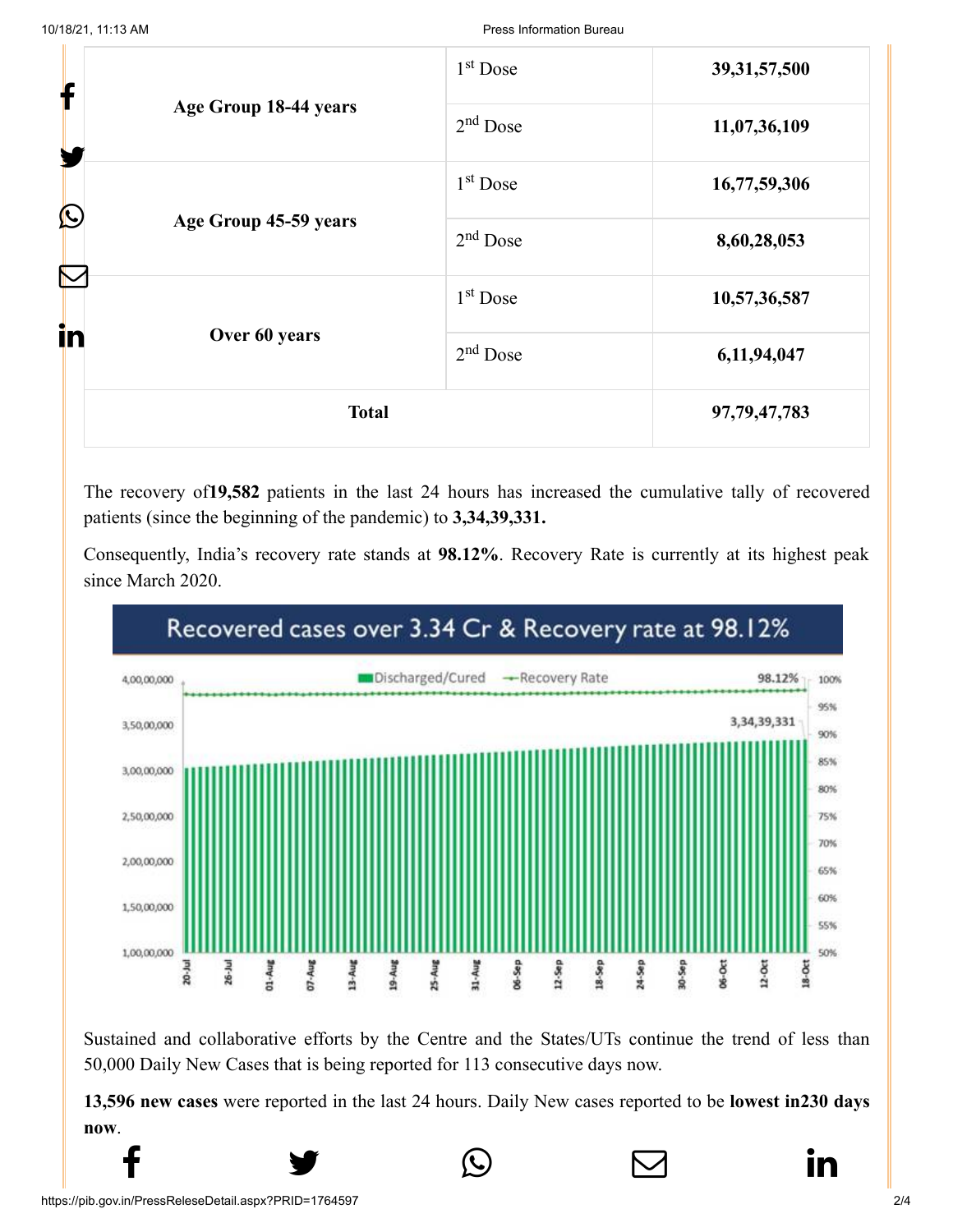| | | |
|---|---|---|
| Age Group 18-44 years | 1st Dose | **39,31,57,500** |
| | 2nd Dose | **11,07,36,109** |
| Age Group 45-59 years | 1st Dose | **16,77,59,306** |
| | 2nd Dose | **8,60,28,053** |
| Over 60 years | 1st Dose | **10,57,36,587** |
| | 2nd Dose | **6,11,94,047** |
| **Total** | | **97,79,47,783** |

The recovery of**19,582** patients in the last 24 hours has increased the cumulative tally of recovered patients (since the beginning of the pandemic) to **3,34,39,331.**

Consequently, India's recovery rate stands at **98.12%**. Recovery Rate is currently at its highest peak since March 2020.

Sustained and collaborative efforts by the Centre and the States/UTs continue the trend of less than 50,000 Daily New Cases that is being reported for 113 consecutive days now.

**13,596 new cases** were reported in the last 24 hours. Daily New cases reported to be **lowest in230 days now**.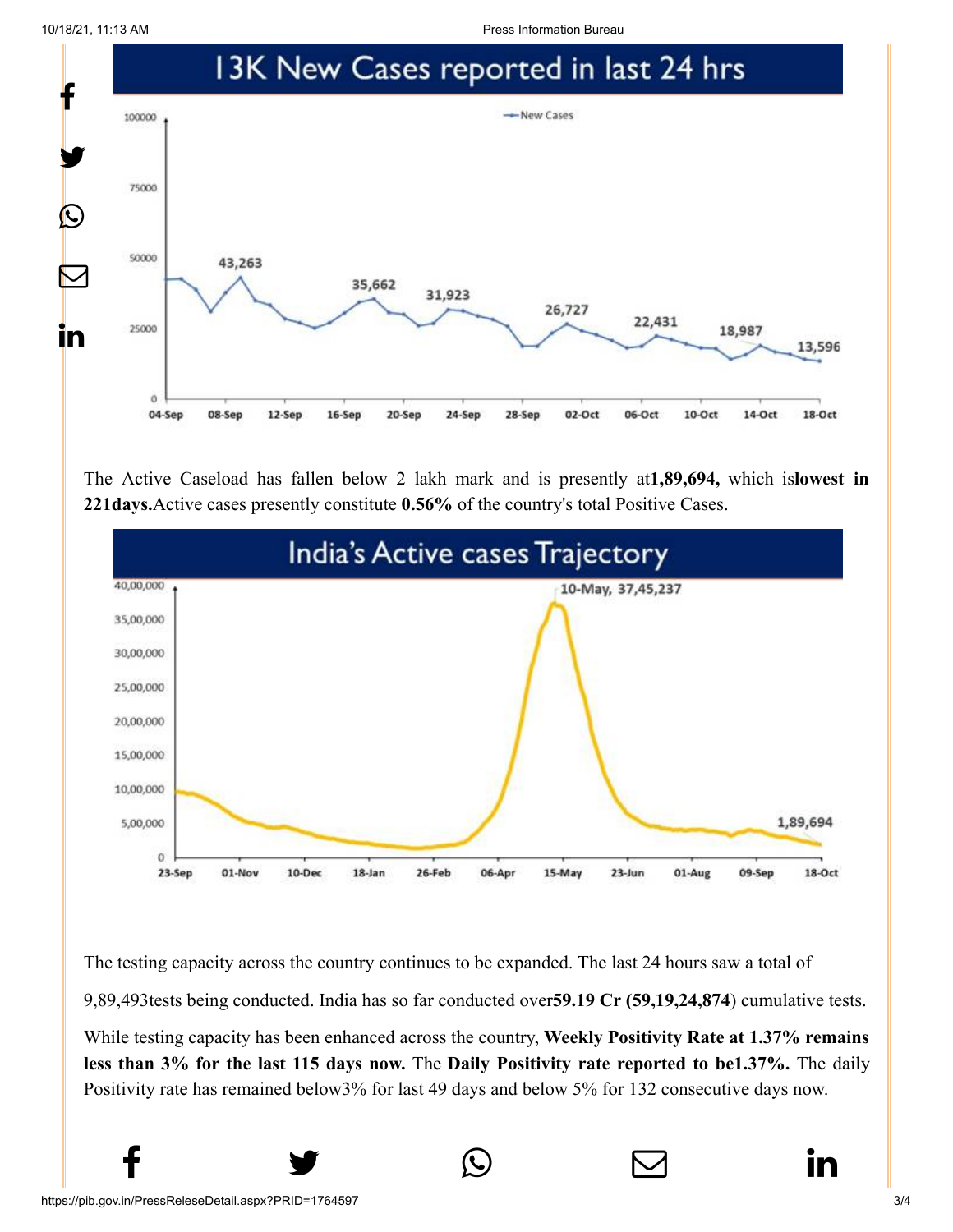## 13K New Cases reported in last 24 hrs

The Active Caseload has fallen below 2 lakh mark and is presently at**1,89,694,** which is**lowest in 221days.**Active cases presently constitute **0.56%** of the country's total Positive Cases.

## India's Active cases Trajectory

The testing capacity across the country continues to be expanded. The last 24 hours saw a total of 9,89,493tests being conducted. India has so far conducted over**59.19 Cr (59,19,24,874**) cumulative tests.

While testing capacity has been enhanced across the country, **Weekly Positivity Rate at 1.37% remains less than 3% for the last 115 days now.** The **Daily Positivity rate reported to be1.37%.** The daily Positivity rate has remained below3% for last 49 days and below 5% for 132 consecutive days now.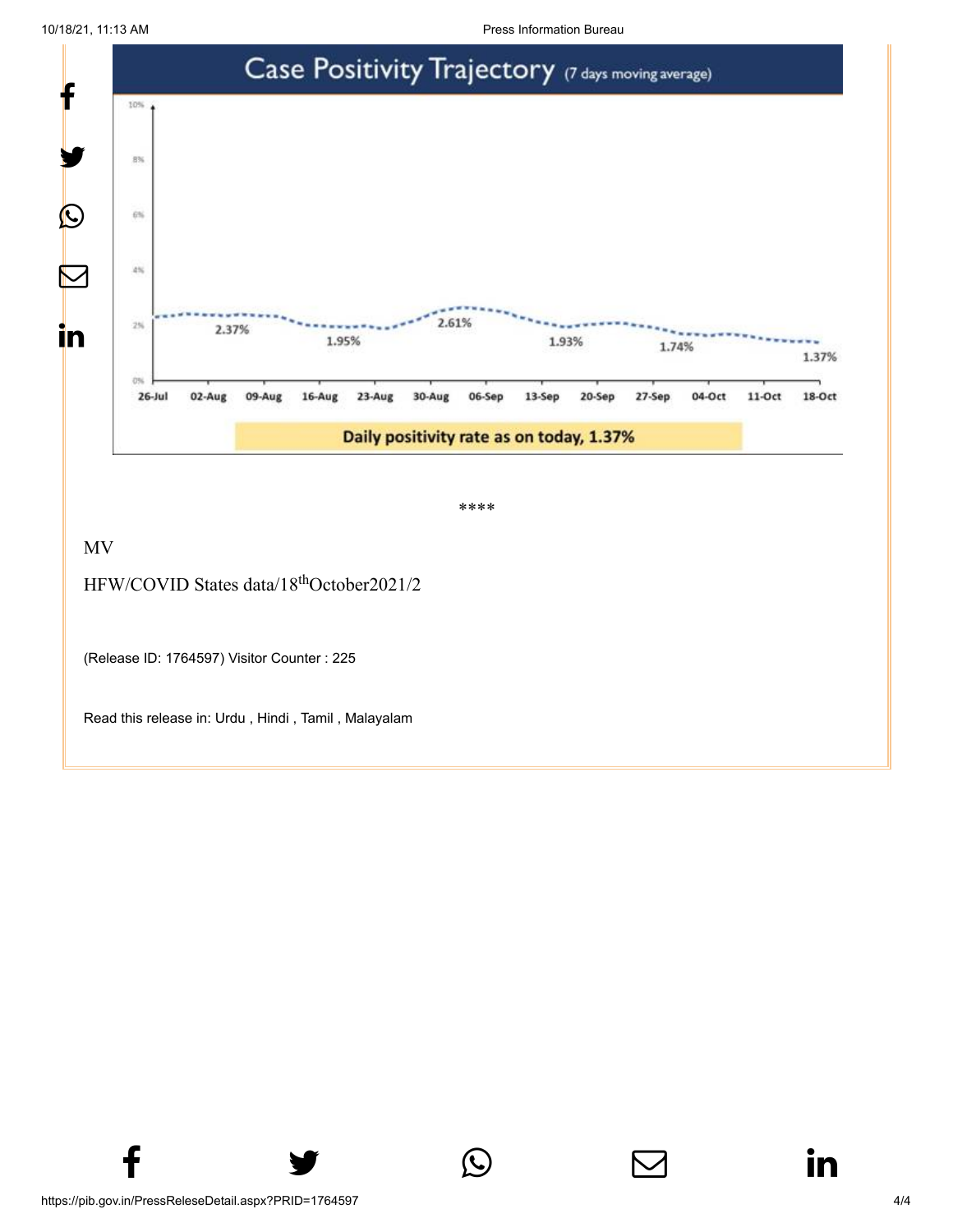Case Positivity Trajectory (7 days moving average)

10%
8%
6%
4%
2%
0%

2.37%
1.95%
2.61%
1.93%
1.74%
1.37%

26-Jul 02-Aug 09-Aug 16-Aug 23-Aug 30-Aug 06-Sep 13-Sep 20-Sep 27-Sep 04-Oct 11-Oct 18-Oct

Daily positivity rate as on today, 1.37%

\*\*\*\*

MV

HFW/COVID States data/18th October2021/2

(Release ID: 1764597) Visitor Counter : 225

Read this release in: Urdu , Hindi , Tamil , Malayalam